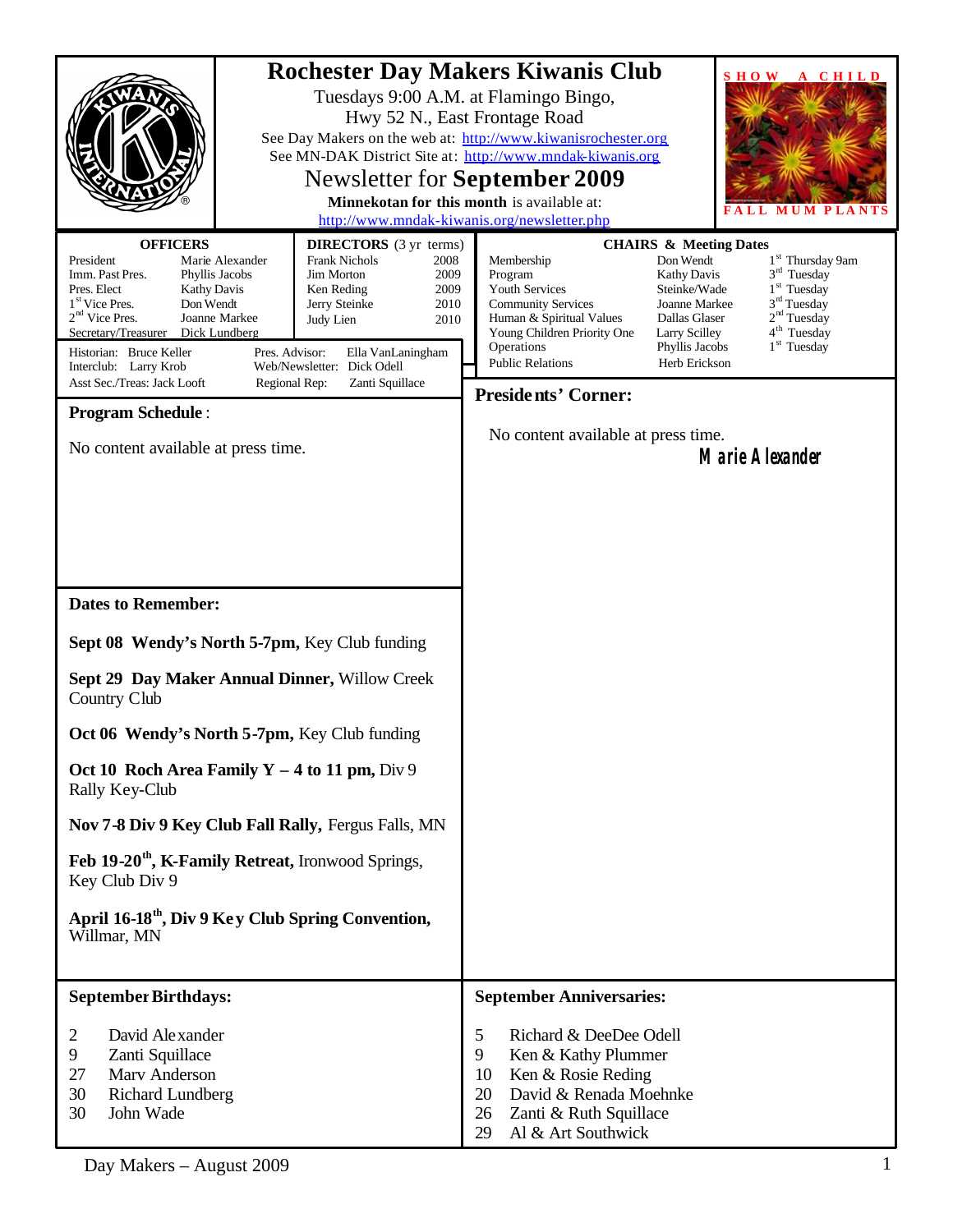# Rochester Day Makers Kiwanis Club

Tuesdays 9:00 A.M. at Flamingo Bingo,
Hwy 52 N., East Frontage Road

See Day Makers on the web at: http://www.kiwanisrochester.org
See MN-DAK District Site at: http://www.mndak-kiwanis.org

## Newsletter for September 2009

**Minnekotan for this month** is available at:
http://www.mndak-kiwanis.org/newsletter.php

SHOW A CHILD
FALL MUM PLANTS

### OFFICERS

| | |
|---|---|
| President | Marie Alexander |
| Imm. Past Pres. | Phyllis Jacobs |
| Pres. Elect | Kathy Davis |
| 1st Vice Pres. | Don Wendt |
| 2nd Vice Pres. | Joanne Markee |
| Secretary/Treasurer | Dick Lundberg |

### DIRECTORS (3 yr terms)

| | |
|---|---|
| Frank Nichols | 2008 |
| Jim Morton | 2009 |
| Ken Reding | 2009 |
| Jerry Steinke | 2010 |
| Judy Lien | 2010 |

Historian: Bruce Keller
Interclub: Larry Krob
Asst Sec./Treas: Jack Looft
Pres. Advisor: Ella VanLaningham
Web/Newsletter: Dick Odell
Regional Rep: Zanti Squillace

### CHAIRS & Meeting Dates

| | | |
|---|---|---|
| Membership | Don Wendt | 1st Thursday 9am |
| Program | Kathy Davis | 3rd Tuesday |
| Youth Services | Steinke/Wade | 1st Tuesday |
| Community Services | Joanne Markee | 3rd Tuesday |
| Human & Spiritual Values | Dallas Glaser | 2nd Tuesday |
| Young Children Priority One | Larry Scilley | 4th Tuesday |
| Operations | Phyllis Jacobs | 1st Tuesday |
| Public Relations | Herb Erickson | |

## Program Schedule:

No content available at press time.

## Presidents' Corner:

No content available at press time.

Marie Alexander

## Dates to Remember:

**Sept 08 Wendy's North 5-7pm,** Key Club funding

**Sept 29 Day Maker Annual Dinner,** Willow Creek Country Club

**Oct 06 Wendy's North 5-7pm,** Key Club funding

**Oct 10 Roch Area Family Y – 4 to 11 pm,** Div 9 Rally Key-Club

**Nov 7-8 Div 9 Key Club Fall Rally,** Fergus Falls, MN

**Feb 19-20th, K-Family Retreat,** Ironwood Springs, Key Club Div 9

**April 16-18th, Div 9 Key Club Spring Convention,** Willmar, MN

## September Birthdays:

| | |
|---|---|
| 2 | David Alexander |
| 9 | Zanti Squillace |
| 27 | Marv Anderson |
| 30 | Richard Lundberg |
| 30 | John Wade |

## September Anniversaries:

| | |
|---|---|
| 5 | Richard & DeeDee Odell |
| 9 | Ken & Kathy Plummer |
| 10 | Ken & Rosie Reding |
| 20 | David & Renada Moehnke |
| 26 | Zanti & Ruth Squillace |
| 29 | Al & Art Southwick |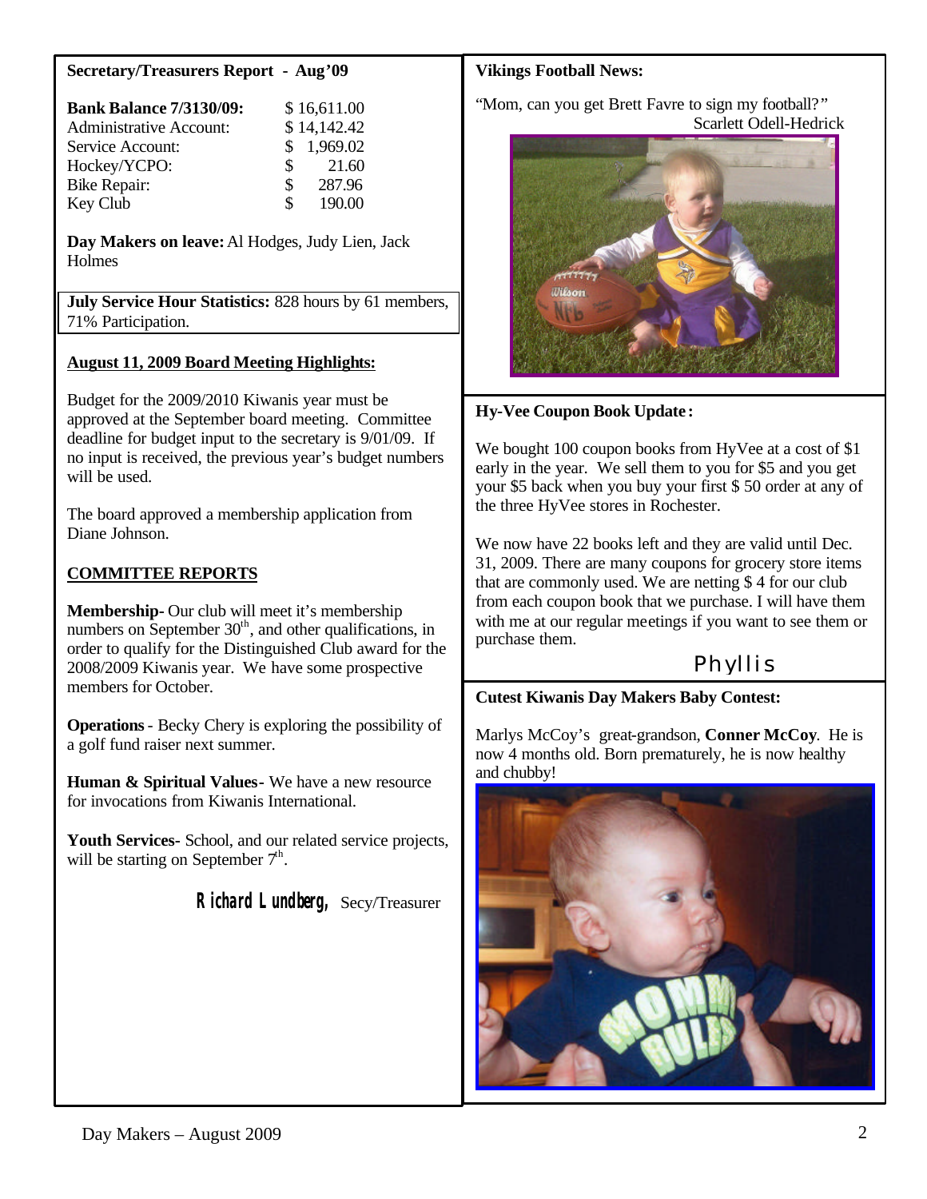**Secretary/Treasurers Report - Aug'09**

| | |
|---|---|
| **Bank Balance 7/3130/09:** | $ 16,611.00 |
| Administrative Account: | $ 14,142.42 |
| Service Account: | $ 1,969.02 |
| Hockey/YCPO: | $ 21.60 |
| Bike Repair: | $ 287.96 |
| Key Club | $ 190.00 |

**Day Makers on leave:** Al Hodges, Judy Lien, Jack Holmes

**July Service Hour Statistics:** 828 hours by 61 members, 71% Participation.

**August 11, 2009 Board Meeting Highlights:**

Budget for the 2009/2010 Kiwanis year must be approved at the September board meeting. Committee deadline for budget input to the secretary is 9/01/09. If no input is received, the previous year's budget numbers will be used.

The board approved a membership application from Diane Johnson.

**COMMITTEE REPORTS**

**Membership-** Our club will meet it's membership numbers on September 30th, and other qualifications, in order to qualify for the Distinguished Club award for the 2008/2009 Kiwanis year. We have some prospective members for October.

**Operations** - Becky Chery is exploring the possibility of a golf fund raiser next summer.

**Human & Spiritual Values**- We have a new resource for invocations from Kiwanis International.

**Youth Services**- School, and our related service projects, will be starting on September 7th.

**Richard Lundberg,** Secy/Treasurer

**Vikings Football News:**

"Mom, can you get Brett Favre to sign my football?"
Scarlett Odell-Hedrick

**Hy-Vee Coupon Book Update:**

We bought 100 coupon books from HyVee at a cost of $1 early in the year. We sell them to you for $5 and you get your $5 back when you buy your first $ 50 order at any of the three HyVee stores in Rochester.

We now have 22 books left and they are valid until Dec. 31, 2009. There are many coupons for grocery store items that are commonly used. We are netting $ 4 for our club from each coupon book that we purchase. I will have them with me at our regular meetings if you want to see them or purchase them.

Phyllis

**Cutest Kiwanis Day Makers Baby Contest:**

Marlys McCoy's great-grandson, **Conner McCoy**. He is now 4 months old. Born prematurely, he is now healthy and chubby!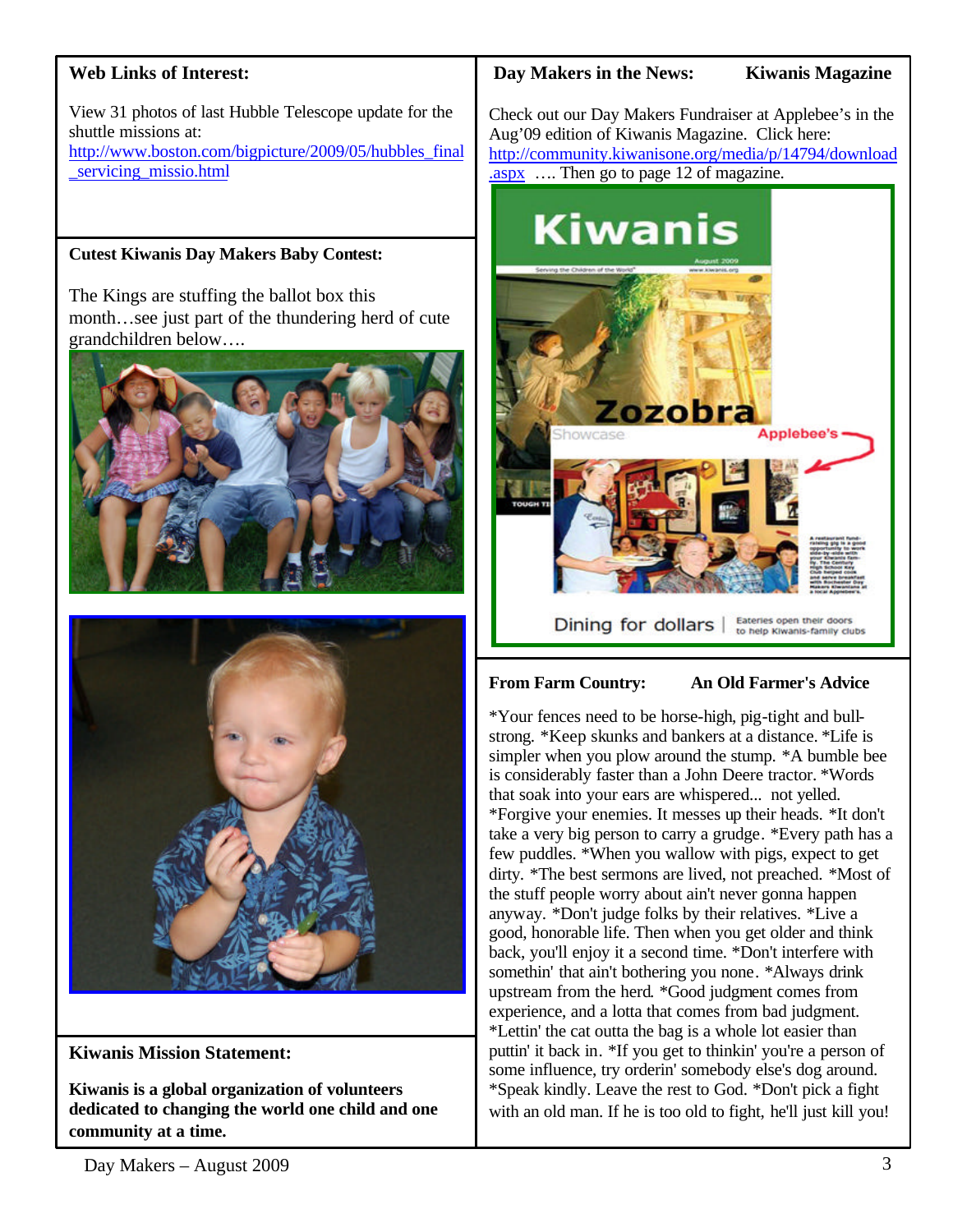## Web Links of Interest:

View 31 photos of last Hubble Telescope update for the shuttle missions at:
http://www.boston.com/bigpicture/2009/05/hubbles_final_servicing_missio.html

## Cutest Kiwanis Day Makers Baby Contest:

The Kings are stuffing the ballot box this month…see just part of the thundering herd of cute grandchildren below….

## Kiwanis Mission Statement:

**Kiwanis is a global organization of volunteers dedicated to changing the world one child and one community at a time.**

## Day Makers in the News: Kiwanis Magazine

Check out our Day Makers Fundraiser at Applebee's in the Aug'09 edition of Kiwanis Magazine. Click here: http://community.kiwanisone.org/media/p/14794/download.aspx …. Then go to page 12 of magazine.

## From Farm Country: An Old Farmer's Advice

*Your fences need to be horse-high, pig-tight and bull-strong. *Keep skunks and bankers at a distance. *Life is simpler when you plow around the stump. *A bumble bee is considerably faster than a John Deere tractor. *Words that soak into your ears are whispered... not yelled. *Forgive your enemies. It messes up their heads. *It don't take a very big person to carry a grudge. *Every path has a few puddles. *When you wallow with pigs, expect to get dirty. *The best sermons are lived, not preached. *Most of the stuff people worry about ain't never gonna happen anyway. *Don't judge folks by their relatives. *Live a good, honorable life. Then when you get older and think back, you'll enjoy it a second time. *Don't interfere with somethin' that ain't bothering you none. *Always drink upstream from the herd. *Good judgment comes from experience, and a lotta that comes from bad judgment. *Lettin' the cat outta the bag is a whole lot easier than puttin' it back in. *If you get to thinkin' you're a person of some influence, try orderin' somebody else's dog around. *Speak kindly. Leave the rest to God. *Don't pick a fight with an old man. If he is too old to fight, he'll just kill you!